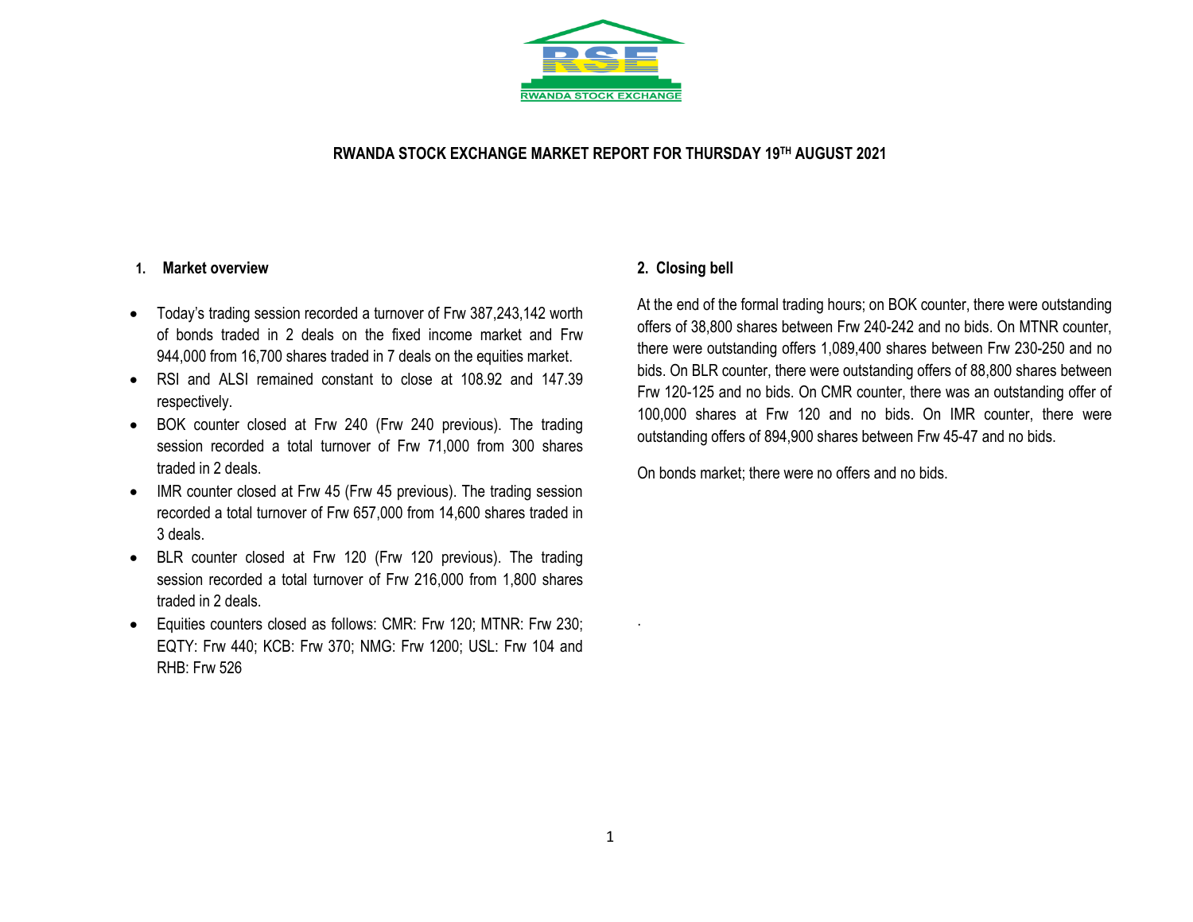RWANDA STOCK EXCHANGE

# RWANDA STOCK EXCHANGE MARKET REPORT FOR THURSDAY 19TH AUGUST 2021

## 1. Market overview

- Today's trading session recorded a turnover of Frw 387,243,142 worth of bonds traded in 2 deals on the fixed income market and Frw 944,000 from 16,700 shares traded in 7 deals on the equities market.
- RSI and ALSI remained constant to close at 108.92 and 147.39 respectively.
- BOK counter closed at Frw 240 (Frw 240 previous). The trading session recorded a total turnover of Frw 71,000 from 300 shares traded in 2 deals.
- IMR counter closed at Frw 45 (Frw 45 previous). The trading session recorded a total turnover of Frw 657,000 from 14,600 shares traded in 3 deals.
- BLR counter closed at Frw 120 (Frw 120 previous). The trading session recorded a total turnover of Frw 216,000 from 1,800 shares traded in 2 deals.
- Equities counters closed as follows: CMR: Frw 120; MTNR: Frw 230; EQTY: Frw 440; KCB: Frw 370; NMG: Frw 1200; USL: Frw 104 and RHB: Frw 526

## 2. Closing bell

At the end of the formal trading hours; on BOK counter, there were outstanding offers of 38,800 shares between Frw 240-242 and no bids. On MTNR counter, there were outstanding offers 1,089,400 shares between Frw 230-250 and no bids. On BLR counter, there were outstanding offers of 88,800 shares between Frw 120-125 and no bids. On CMR counter, there was an outstanding offer of 100,000 shares at Frw 120 and no bids. On IMR counter, there were outstanding offers of 894,900 shares between Frw 45-47 and no bids.

On bonds market; there were no offers and no bids.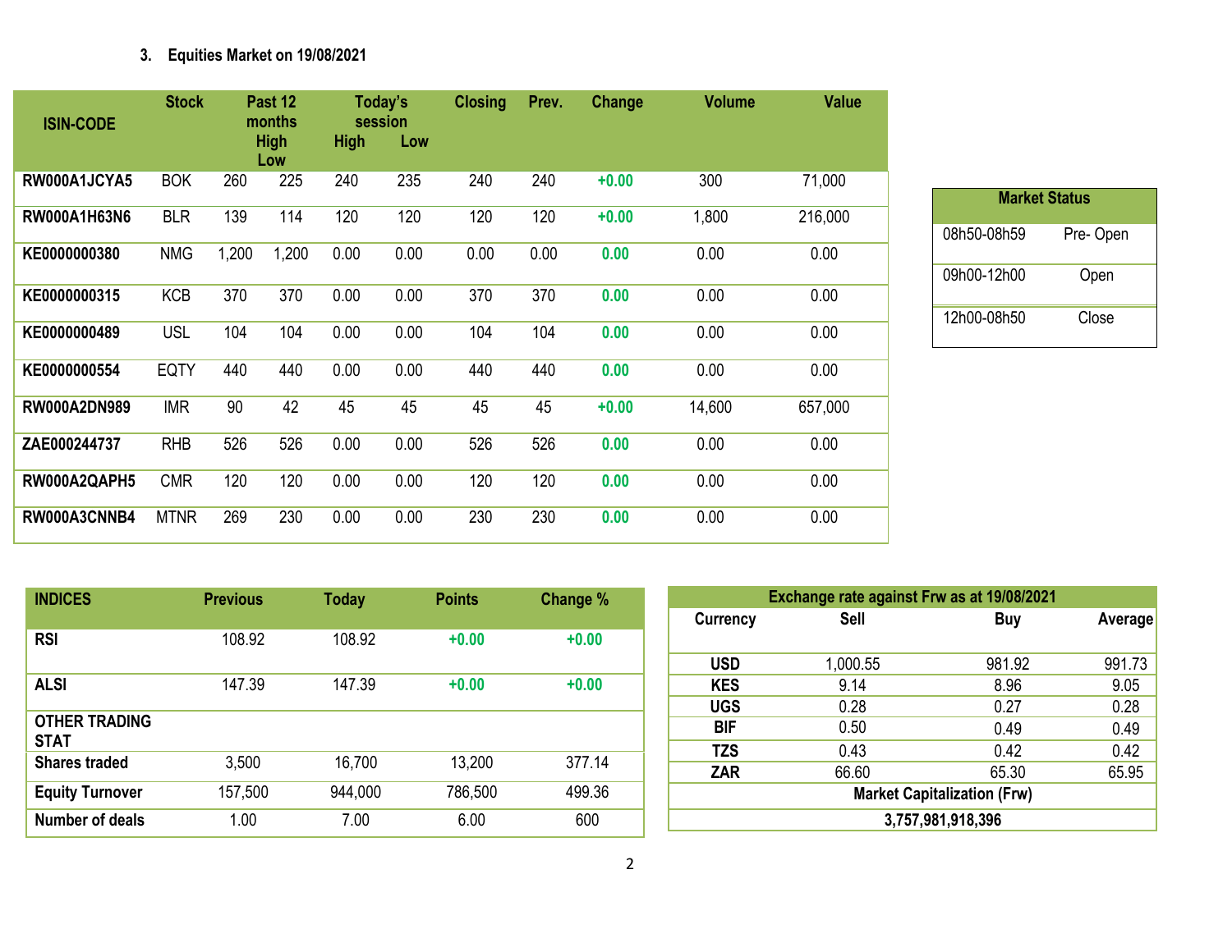### 3. Equities Market on 19/08/2021

| ISIN-CODE | Stock | Past 12 months High | Low | Today's session High | Low | Closing | Prev. | Change | Volume | Value |
|---|---|---|---|---|---|---|---|---|---|---|
| RW000A1JCYA5 | BOK | 260 | 225 | 240 | 235 | 240 | 240 | +0.00 | 300 | 71,000 |
| RW000A1H63N6 | BLR | 139 | 114 | 120 | 120 | 120 | 120 | +0.00 | 1,800 | 216,000 |
| KE0000000380 | NMG | 1,200 | 1,200 | 0.00 | 0.00 | 0.00 | 0.00 | 0.00 | 0.00 | 0.00 |
| KE0000000315 | KCB | 370 | 370 | 0.00 | 0.00 | 370 | 370 | 0.00 | 0.00 | 0.00 |
| KE0000000489 | USL | 104 | 104 | 0.00 | 0.00 | 104 | 104 | 0.00 | 0.00 | 0.00 |
| KE0000000554 | EQTY | 440 | 440 | 0.00 | 0.00 | 440 | 440 | 0.00 | 0.00 | 0.00 |
| RW000A2DN989 | IMR | 90 | 42 | 45 | 45 | 45 | 45 | +0.00 | 14,600 | 657,000 |
| ZAE000244737 | RHB | 526 | 526 | 0.00 | 0.00 | 526 | 526 | 0.00 | 0.00 | 0.00 |
| RW000A2QAPH5 | CMR | 120 | 120 | 0.00 | 0.00 | 120 | 120 | 0.00 | 0.00 | 0.00 |
| RW000A3CNNB4 | MTNR | 269 | 230 | 0.00 | 0.00 | 230 | 230 | 0.00 | 0.00 | 0.00 |

| Market Status | |
|---|---|
| 08h50-08h59 | Pre- Open |
| 09h00-12h00 | Open |
| 12h00-08h50 | Close |

| INDICES | Previous | Today | Points | Change % |
|---|---|---|---|---|
| RSI | 108.92 | 108.92 | +0.00 | +0.00 |
| ALSI | 147.39 | 147.39 | +0.00 | +0.00 |
| OTHER TRADING STAT | | | | |
| Shares traded | 3,500 | 16,700 | 13,200 | 377.14 |
| Equity Turnover | 157,500 | 944,000 | 786,500 | 499.36 |
| Number of deals | 1.00 | 7.00 | 6.00 | 600 |

| Exchange rate against Frw as at 19/08/2021 | | | |
|---|---|---|---|
| Currency | Sell | Buy | Average |
| USD | 1,000.55 | 981.92 | 991.73 |
| KES | 9.14 | 8.96 | 9.05 |
| UGS | 0.28 | 0.27 | 0.28 |
| BIF | 0.50 | 0.49 | 0.49 |
| TZS | 0.43 | 0.42 | 0.42 |
| ZAR | 66.60 | 65.30 | 65.95 |
| Market Capitalization (Frw) | | | |
| 3,757,981,918,396 | | | |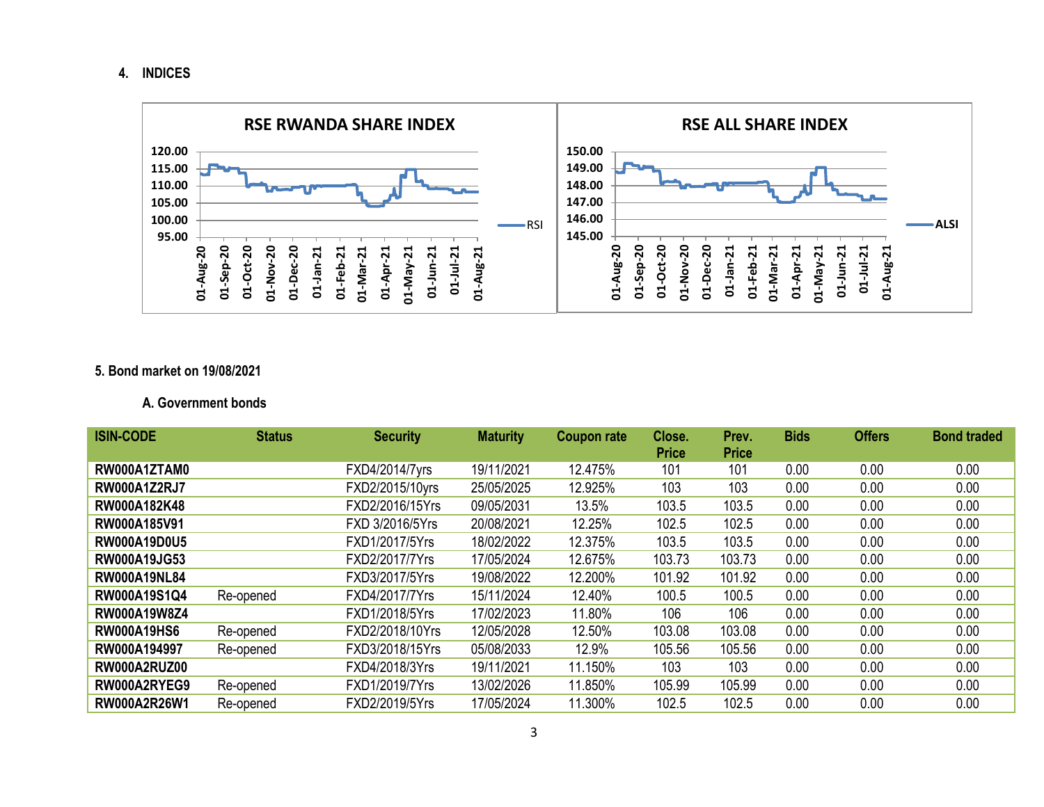## 4. INDICES

RSE RWANDA SHARE INDEX

120.00
115.00
110.00
105.00
100.00
95.00

01-Aug-20, 01-Sep-20, 01-Oct-20, 01-Nov-20, 01-Dec-20, 01-Jan-21, 01-Feb-21, 01-Mar-21, 01-Apr-21, 01-May-21, 01-Jun-21, 01-Jul-21, 01-Aug-21

RSI

RSE ALL SHARE INDEX

150.00
149.00
148.00
147.00
146.00
145.00

01-Aug-20, 01-Sep-20, 01-Oct-20, 01-Nov-20, 01-Dec-20, 01-Jan-21, 01-Feb-21, 01-Mar-21, 01-Apr-21, 01-May-21, 01-Jun-21, 01-Jul-21, 01-Aug-21

ALSI

## 5. Bond market on 19/08/2021

### A. Government bonds

| ISIN-CODE | Status | Security | Maturity | Coupon rate | Close. Price | Prev. Price | Bids | Offers | Bond traded |
|---|---|---|---|---|---|---|---|---|---|
| RW000A1ZTAM0 | | FXD4/2014/7yrs | 19/11/2021 | 12.475% | 101 | 101 | 0.00 | 0.00 | 0.00 |
| RW000A1Z2RJ7 | | FXD2/2015/10yrs | 25/05/2025 | 12.925% | 103 | 103 | 0.00 | 0.00 | 0.00 |
| RW000A182K48 | | FXD2/2016/15Yrs | 09/05/2031 | 13.5% | 103.5 | 103.5 | 0.00 | 0.00 | 0.00 |
| RW000A185V91 | | FXD 3/2016/5Yrs | 20/08/2021 | 12.25% | 102.5 | 102.5 | 0.00 | 0.00 | 0.00 |
| RW000A19D0U5 | | FXD1/2017/5Yrs | 18/02/2022 | 12.375% | 103.5 | 103.5 | 0.00 | 0.00 | 0.00 |
| RW000A19JG53 | | FXD2/2017/7Yrs | 17/05/2024 | 12.675% | 103.73 | 103.73 | 0.00 | 0.00 | 0.00 |
| RW000A19NL84 | | FXD3/2017/5Yrs | 19/08/2022 | 12.200% | 101.92 | 101.92 | 0.00 | 0.00 | 0.00 |
| RW000A19S1Q4 | Re-opened | FXD4/2017/7Yrs | 15/11/2024 | 12.40% | 100.5 | 100.5 | 0.00 | 0.00 | 0.00 |
| RW000A19W8Z4 | | FXD1/2018/5Yrs | 17/02/2023 | 11.80% | 106 | 106 | 0.00 | 0.00 | 0.00 |
| RW000A19HS6 | Re-opened | FXD2/2018/10Yrs | 12/05/2028 | 12.50% | 103.08 | 103.08 | 0.00 | 0.00 | 0.00 |
| RW000A194997 | Re-opened | FXD3/2018/15Yrs | 05/08/2033 | 12.9% | 105.56 | 105.56 | 0.00 | 0.00 | 0.00 |
| RW000A2RUZ00 | | FXD4/2018/3Yrs | 19/11/2021 | 11.150% | 103 | 103 | 0.00 | 0.00 | 0.00 |
| RW000A2RYEG9 | Re-opened | FXD1/2019/7Yrs | 13/02/2026 | 11.850% | 105.99 | 105.99 | 0.00 | 0.00 | 0.00 |
| RW000A2R26W1 | Re-opened | FXD2/2019/5Yrs | 17/05/2024 | 11.300% | 102.5 | 102.5 | 0.00 | 0.00 | 0.00 |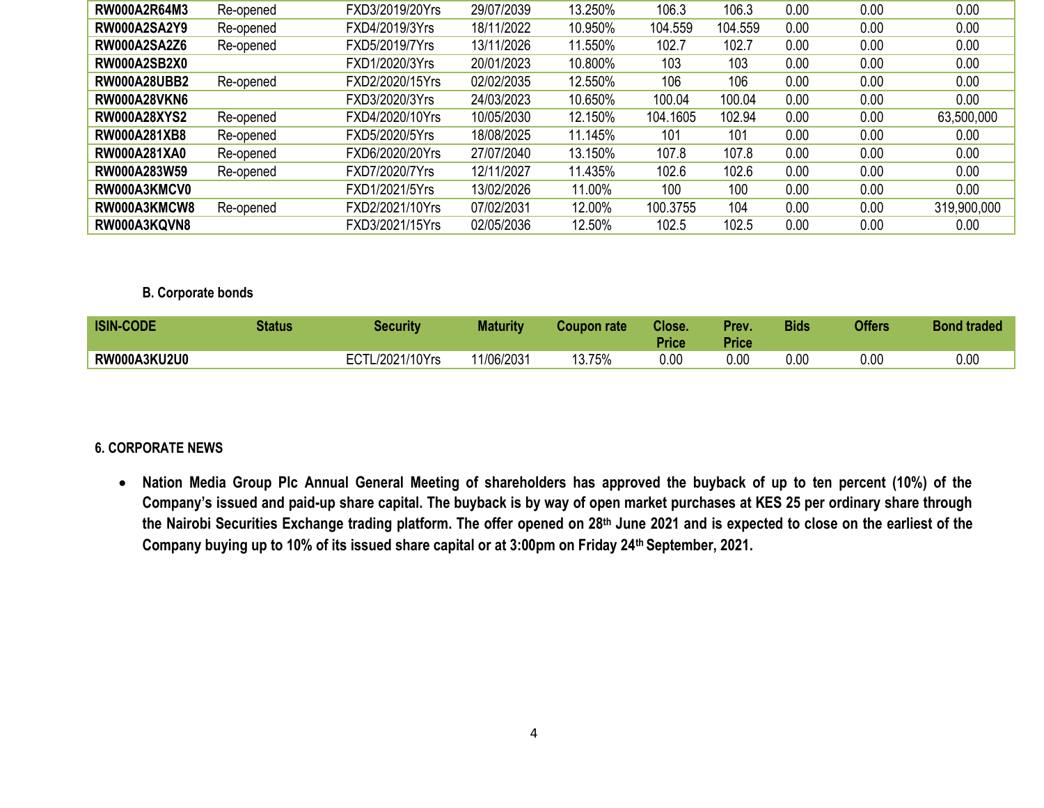| | | | | | | | | | |
|---|---|---|---|---|---|---|---|---|---|
| **RW000A2R64M3** | Re-opened | FXD3/2019/20Yrs | 29/07/2039 | 13.250% | 106.3 | 106.3 | 0.00 | 0.00 | 0.00 |
| **RW000A2SA2Y9** | Re-opened | FXD4/2019/3Yrs | 18/11/2022 | 10.950% | 104.559 | 104.559 | 0.00 | 0.00 | 0.00 |
| **RW000A2SA2Z6** | Re-opened | FXD5/2019/7Yrs | 13/11/2026 | 11.550% | 102.7 | 102.7 | 0.00 | 0.00 | 0.00 |
| **RW000A2SB2X0** | | FXD1/2020/3Yrs | 20/01/2023 | 10.800% | 103 | 103 | 0.00 | 0.00 | 0.00 |
| **RW000A28UBB2** | Re-opened | FXD2/2020/15Yrs | 02/02/2035 | 12.550% | 106 | 106 | 0.00 | 0.00 | 0.00 |
| **RW000A28VKN6** | | FXD3/2020/3Yrs | 24/03/2023 | 10.650% | 100.04 | 100.04 | 0.00 | 0.00 | 0.00 |
| **RW000A28XYS2** | Re-opened | FXD4/2020/10Yrs | 10/05/2030 | 12.150% | 104.1605 | 102.94 | 0.00 | 0.00 | 63,500,000 |
| **RW000A281XB8** | Re-opened | FXD5/2020/5Yrs | 18/08/2025 | 11.145% | 101 | 101 | 0.00 | 0.00 | 0.00 |
| **RW000A281XA0** | Re-opened | FXD6/2020/20Yrs | 27/07/2040 | 13.150% | 107.8 | 107.8 | 0.00 | 0.00 | 0.00 |
| **RW000A283W59** | Re-opened | FXD7/2020/7Yrs | 12/11/2027 | 11.435% | 102.6 | 102.6 | 0.00 | 0.00 | 0.00 |
| **RW000A3KMCV0** | | FXD1/2021/5Yrs | 13/02/2026 | 11.00% | 100 | 100 | 0.00 | 0.00 | 0.00 |
| **RW000A3KMCW8** | Re-opened | FXD2/2021/10Yrs | 07/02/2031 | 12.00% | 100.3755 | 104 | 0.00 | 0.00 | 319,900,000 |
| **RW000A3KQVN8** | | FXD3/2021/15Yrs | 02/05/2036 | 12.50% | 102.5 | 102.5 | 0.00 | 0.00 | 0.00 |

**B. Corporate bonds**

| ISIN-CODE | Status | Security | Maturity | Coupon rate | Close. Price | Prev. Price | Bids | Offers | Bond traded |
|---|---|---|---|---|---|---|---|---|---|
| **RW000A3KU2U0** | | ECTL/2021/10Yrs | 11/06/2031 | 13.75% | 0.00 | 0.00 | 0.00 | 0.00 | 0.00 |

## 6. CORPORATE NEWS

- **Nation Media Group Plc Annual General Meeting of shareholders has approved the buyback of up to ten percent (10%) of the Company's issued and paid-up share capital. The buyback is by way of open market purchases at KES 25 per ordinary share through the Nairobi Securities Exchange trading platform. The offer opened on 28th June 2021 and is expected to close on the earliest of the Company buying up to 10% of its issued share capital or at 3:00pm on Friday 24th September, 2021.**